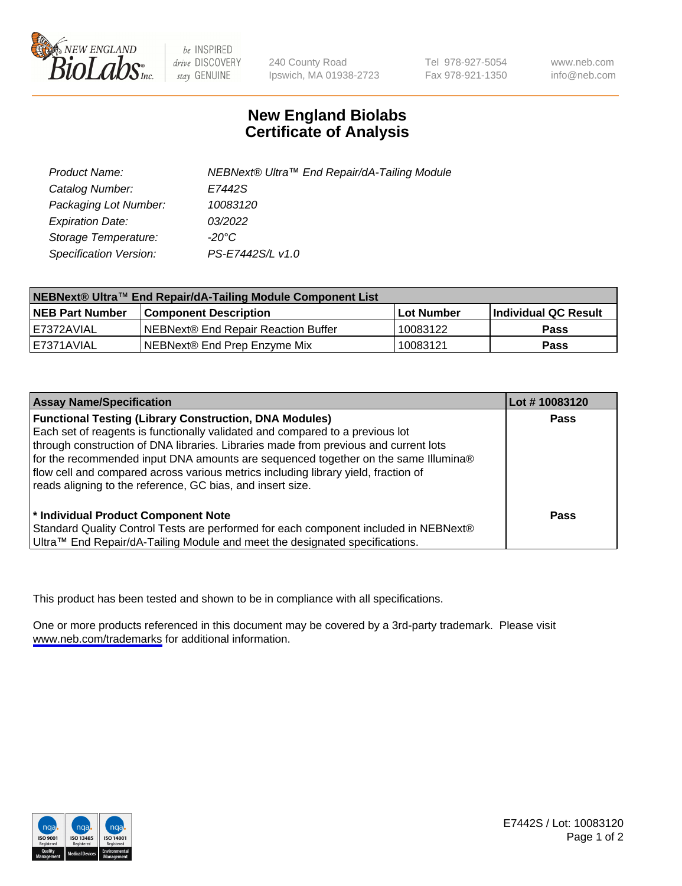New England BioLabs Inc. — be INSPIRED drive DISCOVERY stay GENUINE

240 County Road
Ipswich, MA 01938-2723

Tel 978-927-5054
Fax 978-921-1350

www.neb.com
info@neb.com

# New England Biolabs
# Certificate of Analysis

| | |
|---|---|
| *Product Name:* | *NEBNext® Ultra™ End Repair/dA-Tailing Module* |
| *Catalog Number:* | *E7442S* |
| *Packaging Lot Number:* | *10083120* |
| *Expiration Date:* | *03/2022* |
| *Storage Temperature:* | *-20°C* |
| *Specification Version:* | *PS-E7442S/L v1.0* |

| **NEBNext® Ultra™ End Repair/dA-Tailing Module Component List** | | | |
|---|---|---|---|
| **NEB Part Number** | **Component Description** | **Lot Number** | **Individual QC Result** |
| E7372AVIAL | NEBNext® End Repair Reaction Buffer | 10083122 | **Pass** |
| E7371AVIAL | NEBNext® End Prep Enzyme Mix | 10083121 | **Pass** |

| **Assay Name/Specification** | **Lot # 10083120** |
|---|---|
| **Functional Testing (Library Construction, DNA Modules)**<br>Each set of reagents is functionally validated and compared to a previous lot through construction of DNA libraries. Libraries made from previous and current lots for the recommended input DNA amounts are sequenced together on the same Illumina® flow cell and compared across various metrics including library yield, fraction of reads aligning to the reference, GC bias, and insert size. | **Pass** |
| **\* Individual Product Component Note**<br>Standard Quality Control Tests are performed for each component included in NEBNext® Ultra™ End Repair/dA-Tailing Module and meet the designated specifications. | **Pass** |

This product has been tested and shown to be in compliance with all specifications.

One or more products referenced in this document may be covered by a 3rd-party trademark. Please visit www.neb.com/trademarks for additional information.

E7442S / Lot: 10083120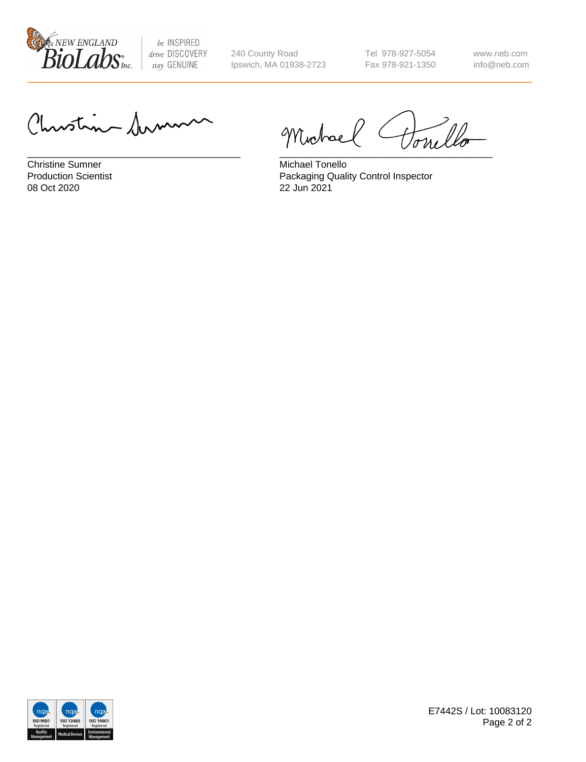240 County Road
Ipswich, MA 01938-2723

Tel 978-927-5054
Fax 978-921-1350

www.neb.com
info@neb.com

_______________________________________
Christine Sumner
Production Scientist
08 Oct 2020

_______________________________________
Michael Tonello
Packaging Quality Control Inspector
22 Jun 2021

E7442S / Lot: 10083120